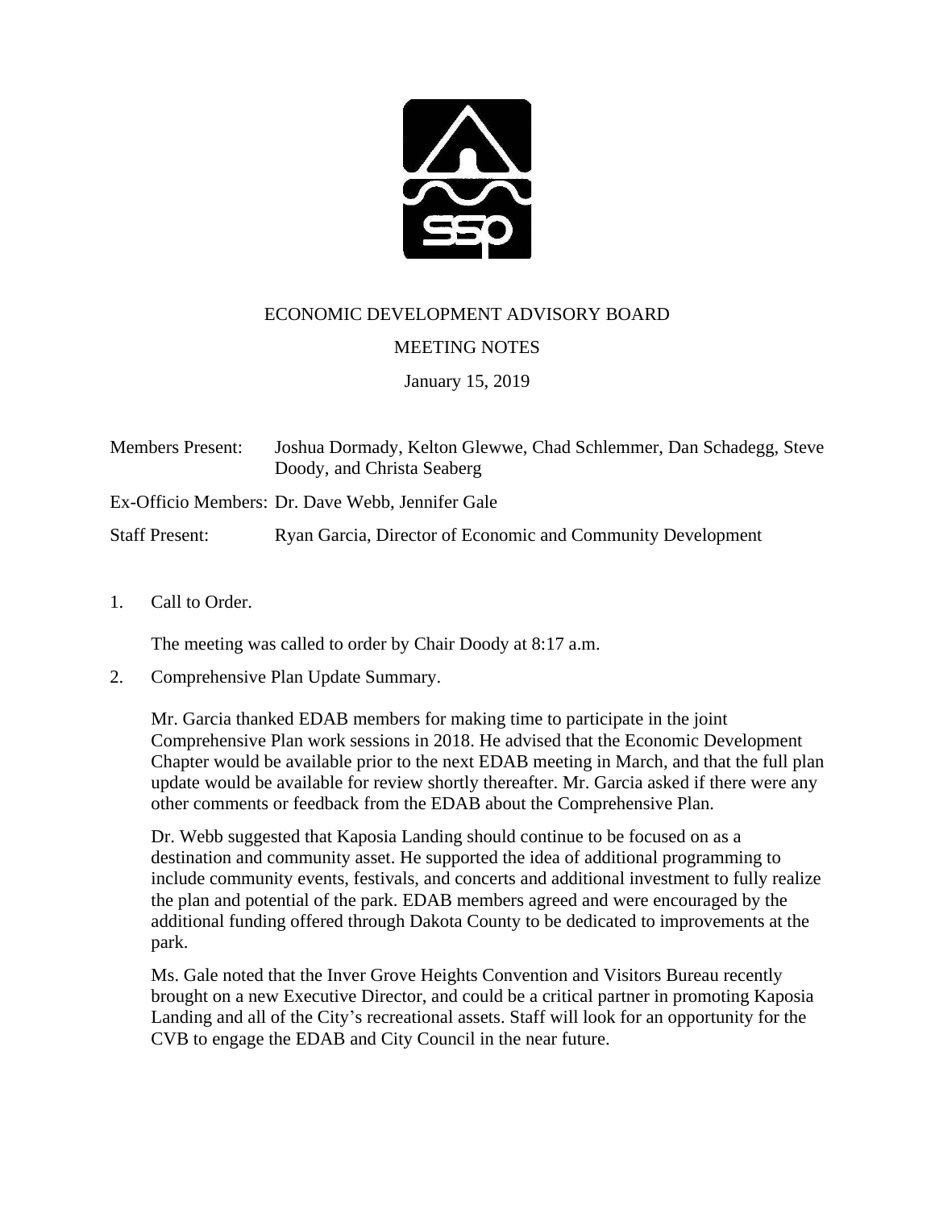ECONOMIC DEVELOPMENT ADVISORY BOARD

MEETING NOTES

January 15, 2019

Members Present: Joshua Dormady, Kelton Glewwe, Chad Schlemmer, Dan Schadegg, Steve Doody, and Christa Seaberg

Ex-Officio Members: Dr. Dave Webb, Jennifer Gale

Staff Present: Ryan Garcia, Director of Economic and Community Development

1. Call to Order.

   The meeting was called to order by Chair Doody at 8:17 a.m.

2. Comprehensive Plan Update Summary.

   Mr. Garcia thanked EDAB members for making time to participate in the joint Comprehensive Plan work sessions in 2018. He advised that the Economic Development Chapter would be available prior to the next EDAB meeting in March, and that the full plan update would be available for review shortly thereafter. Mr. Garcia asked if there were any other comments or feedback from the EDAB about the Comprehensive Plan.

   Dr. Webb suggested that Kaposia Landing should continue to be focused on as a destination and community asset. He supported the idea of additional programming to include community events, festivals, and concerts and additional investment to fully realize the plan and potential of the park. EDAB members agreed and were encouraged by the additional funding offered through Dakota County to be dedicated to improvements at the park.

   Ms. Gale noted that the Inver Grove Heights Convention and Visitors Bureau recently brought on a new Executive Director, and could be a critical partner in promoting Kaposia Landing and all of the City's recreational assets. Staff will look for an opportunity for the CVB to engage the EDAB and City Council in the near future.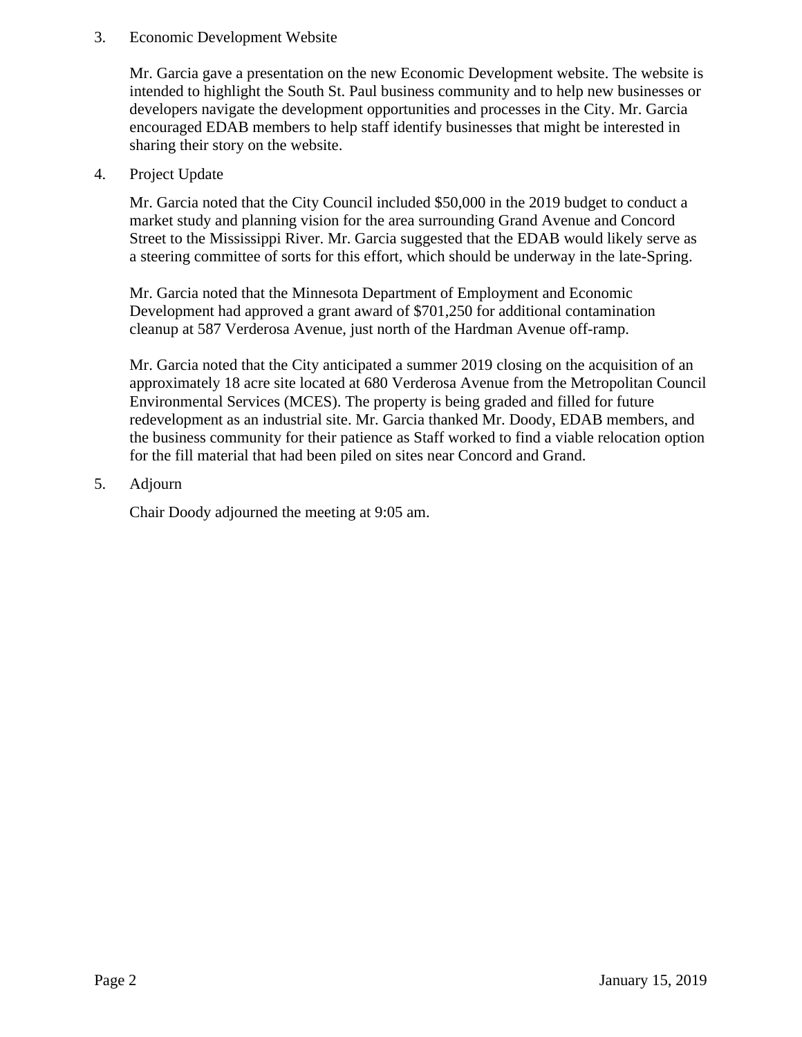3. Economic Development Website

   Mr. Garcia gave a presentation on the new Economic Development website. The website is intended to highlight the South St. Paul business community and to help new businesses or developers navigate the development opportunities and processes in the City. Mr. Garcia encouraged EDAB members to help staff identify businesses that might be interested in sharing their story on the website.

4. Project Update

   Mr. Garcia noted that the City Council included $50,000 in the 2019 budget to conduct a market study and planning vision for the area surrounding Grand Avenue and Concord Street to the Mississippi River. Mr. Garcia suggested that the EDAB would likely serve as a steering committee of sorts for this effort, which should be underway in the late-Spring.

   Mr. Garcia noted that the Minnesota Department of Employment and Economic Development had approved a grant award of $701,250 for additional contamination cleanup at 587 Verderosa Avenue, just north of the Hardman Avenue off-ramp.

   Mr. Garcia noted that the City anticipated a summer 2019 closing on the acquisition of an approximately 18 acre site located at 680 Verderosa Avenue from the Metropolitan Council Environmental Services (MCES). The property is being graded and filled for future redevelopment as an industrial site. Mr. Garcia thanked Mr. Doody, EDAB members, and the business community for their patience as Staff worked to find a viable relocation option for the fill material that had been piled on sites near Concord and Grand.

5. Adjourn

   Chair Doody adjourned the meeting at 9:05 am.